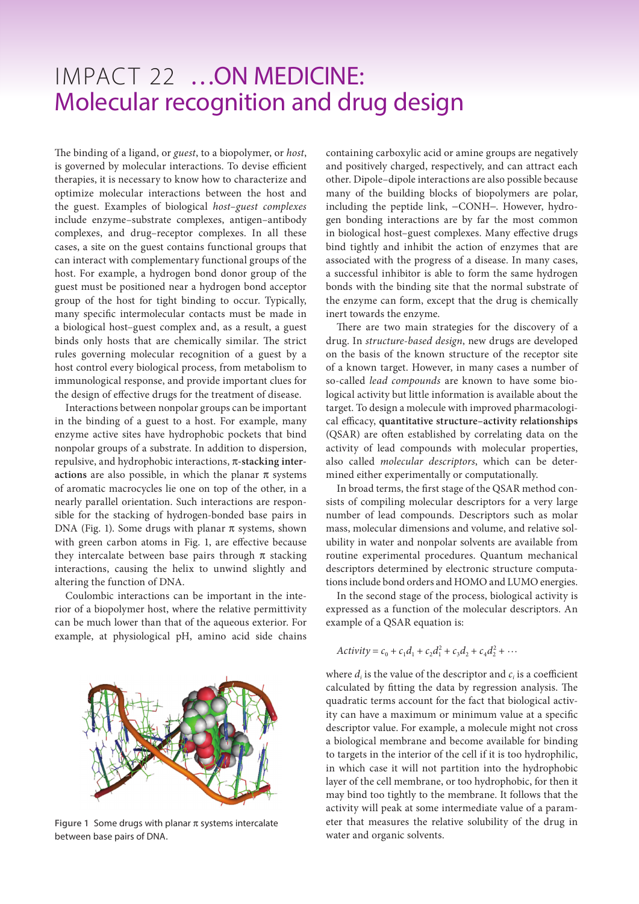# IMPACT 22 …ON MEDICINE: Molecular recognition and drug design

The binding of a ligand, or *guest*, to a biopolymer, or *host*, is governed by molecular interactions. To devise efficient therapies, it is necessary to know how to characterize and optimize molecular interactions between the host and the guest. Examples of biological *host–guest complexes* include enzyme–substrate complexes, antigen–antibody complexes, and drug–receptor complexes. In all these cases, a site on the guest contains functional groups that can interact with complementary functional groups of the host. For example, a hydrogen bond donor group of the guest must be positioned near a hydrogen bond acceptor group of the host for tight binding to occur. Typically, many specific intermolecular contacts must be made in a biological host–guest complex and, as a result, a guest binds only hosts that are chemically similar. The strict rules governing molecular recognition of a guest by a host control every biological process, from metabolism to immunological response, and provide important clues for the design of effective drugs for the treatment of disease.

Interactions between nonpolar groups can be important in the binding of a guest to a host. For example, many enzyme active sites have hydrophobic pockets that bind nonpolar groups of a substrate. In addition to dispersion, repulsive, and hydrophobic interactions, **π-stacking interactions** are also possible, in which the planar π systems of aromatic macrocycles lie one on top of the other, in a nearly parallel orientation. Such interactions are responsible for the stacking of hydrogen-bonded base pairs in DNA (Fig. 1). Some drugs with planar π systems, shown with green carbon atoms in Fig. 1, are effective because they intercalate between base pairs through π stacking interactions, causing the helix to unwind slightly and altering the function of DNA.

Coulombic interactions can be important in the interior of a biopolymer host, where the relative permittivity can be much lower than that of the aqueous exterior. For example, at physiological pH, amino acid side chains containing carboxylic acid or amine groups are negatively and positively charged, respectively, and can attract each other. Dipole–dipole interactions are also possible because many of the building blocks of biopolymers are polar, including the peptide link, –CONH–. However, hydrogen bonding interactions are by far the most common in biological host–guest complexes. Many effective drugs bind tightly and inhibit the action of enzymes that are associated with the progress of a disease. In many cases, a successful inhibitor is able to form the same hydrogen bonds with the binding site that the normal substrate of the enzyme can form, except that the drug is chemically inert towards the enzyme.

Figure 1 Some drugs with planar π systems intercalate between base pairs of DNA.

There are two main strategies for the discovery of a drug. In *structure-based design*, new drugs are developed on the basis of the known structure of the receptor site of a known target. However, in many cases a number of so-called *lead compounds* are known to have some biological activity but little information is available about the target. To design a molecule with improved pharmacological efficacy, **quantitative structure–activity relationships** (QSAR) are often established by correlating data on the activity of lead compounds with molecular properties, also called *molecular descriptors*, which can be determined either experimentally or computationally.

In broad terms, the first stage of the QSAR method consists of compiling molecular descriptors for a very large number of lead compounds. Descriptors such as molar mass, molecular dimensions and volume, and relative solubility in water and nonpolar solvents are available from routine experimental procedures. Quantum mechanical descriptors determined by electronic structure computations include bond orders and HOMO and LUMO energies.

In the second stage of the process, biological activity is expressed as a function of the molecular descriptors. An example of a QSAR equation is:

$$Activity = c_0 + c_1 d_1 + c_2 d_1^2 + c_3 d_2 + c_4 d_2^2 + \cdots$$

where $d_i$ is the value of the descriptor and $c_i$ is a coefficient calculated by fitting the data by regression analysis. The quadratic terms account for the fact that biological activity can have a maximum or minimum value at a specific descriptor value. For example, a molecule might not cross a biological membrane and become available for binding to targets in the interior of the cell if it is too hydrophilic, in which case it will not partition into the hydrophobic layer of the cell membrane, or too hydrophobic, for then it may bind too tightly to the membrane. It follows that the activity will peak at some intermediate value of a parameter that measures the relative solubility of the drug in water and organic solvents.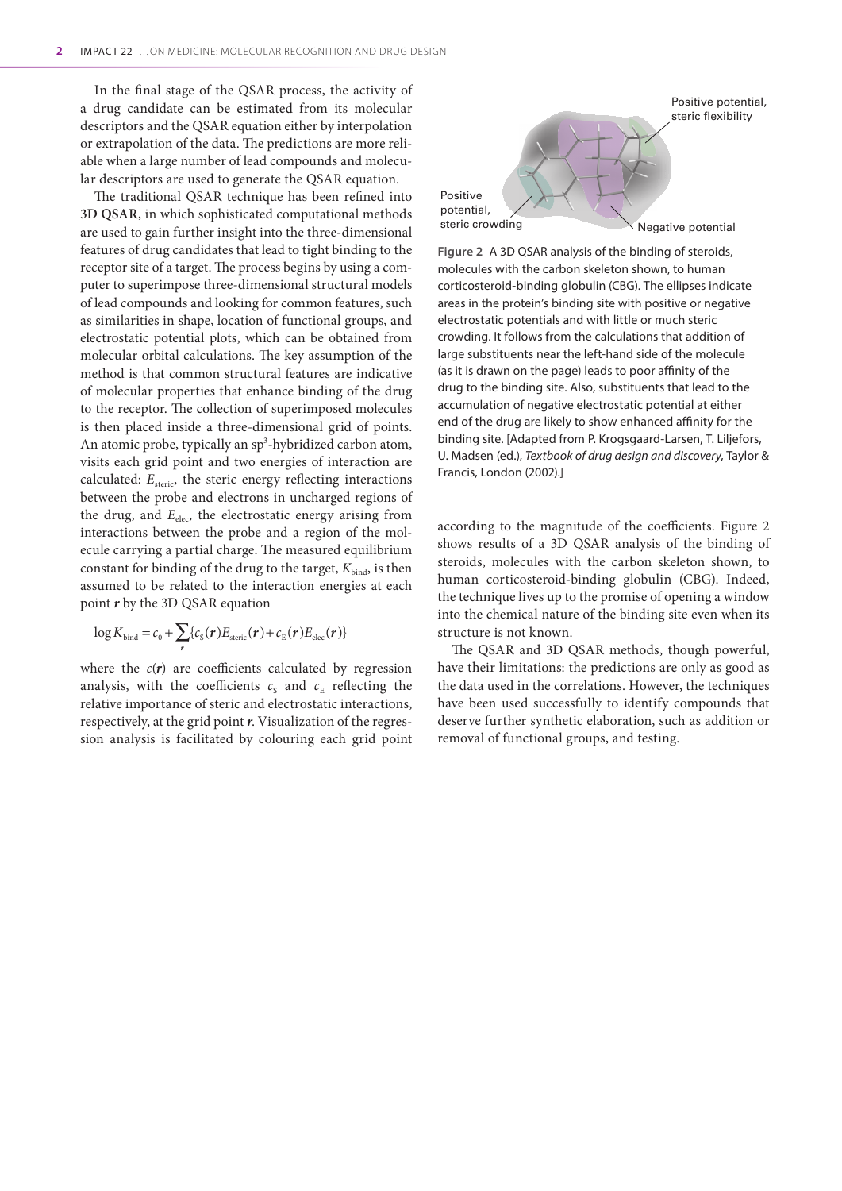In the final stage of the QSAR process, the activity of a drug candidate can be estimated from its molecular descriptors and the QSAR equation either by interpolation or extrapolation of the data. The predictions are more reliable when a large number of lead compounds and molecular descriptors are used to generate the QSAR equation.

The traditional QSAR technique has been refined into **3D QSAR**, in which sophisticated computational methods are used to gain further insight into the three-dimensional features of drug candidates that lead to tight binding to the receptor site of a target. The process begins by using a computer to superimpose three-dimensional structural models of lead compounds and looking for common features, such as similarities in shape, location of functional groups, and electrostatic potential plots, which can be obtained from molecular orbital calculations. The key assumption of the method is that common structural features are indicative of molecular properties that enhance binding of the drug to the receptor. The collection of superimposed molecules is then placed inside a three-dimensional grid of points. An atomic probe, typically an $sp^3$-hybridized carbon atom, visits each grid point and two energies of interaction are calculated: $E_{\text{steric}}$, the steric energy reflecting interactions between the probe and electrons in uncharged regions of the drug, and $E_{\text{elec}}$, the electrostatic energy arising from interactions between the probe and a region of the molecule carrying a partial charge. The measured equilibrium constant for binding of the drug to the target, $K_{\text{bind}}$, is then assumed to be related to the interaction energies at each point $\boldsymbol{r}$ by the 3D QSAR equation

$$\log K_{\text{bind}} = c_0 + \sum_{\boldsymbol{r}} \{c_{\text{S}}(\boldsymbol{r})E_{\text{steric}}(\boldsymbol{r}) + c_{\text{E}}(\boldsymbol{r})E_{\text{elec}}(\boldsymbol{r})\}$$

where the $c(\boldsymbol{r})$ are coefficients calculated by regression analysis, with the coefficients $c_{\text{S}}$ and $c_{\text{E}}$ reflecting the relative importance of steric and electrostatic interactions, respectively, at the grid point $\boldsymbol{r}$. Visualization of the regression analysis is facilitated by colouring each grid point according to the magnitude of the coefficients. Figure 2 shows results of a 3D QSAR analysis of the binding of steroids, molecules with the carbon skeleton shown, to human corticosteroid-binding globulin (CBG). Indeed, the technique lives up to the promise of opening a window into the chemical nature of the binding site even when its structure is not known.

Positive potential, steric flexibility

Positive potential, steric crowding

Negative potential

**Figure 2** A 3D QSAR analysis of the binding of steroids, molecules with the carbon skeleton shown, to human corticosteroid-binding globulin (CBG). The ellipses indicate areas in the protein's binding site with positive or negative electrostatic potentials and with little or much steric crowding. It follows from the calculations that addition of large substituents near the left-hand side of the molecule (as it is drawn on the page) leads to poor affinity of the drug to the binding site. Also, substituents that lead to the accumulation of negative electrostatic potential at either end of the drug are likely to show enhanced affinity for the binding site. [Adapted from P. Krogsgaard-Larsen, T. Liljefors, U. Madsen (ed.), *Textbook of drug design and discovery*, Taylor & Francis, London (2002).]

The QSAR and 3D QSAR methods, though powerful, have their limitations: the predictions are only as good as the data used in the correlations. However, the techniques have been used successfully to identify compounds that deserve further synthetic elaboration, such as addition or removal of functional groups, and testing.